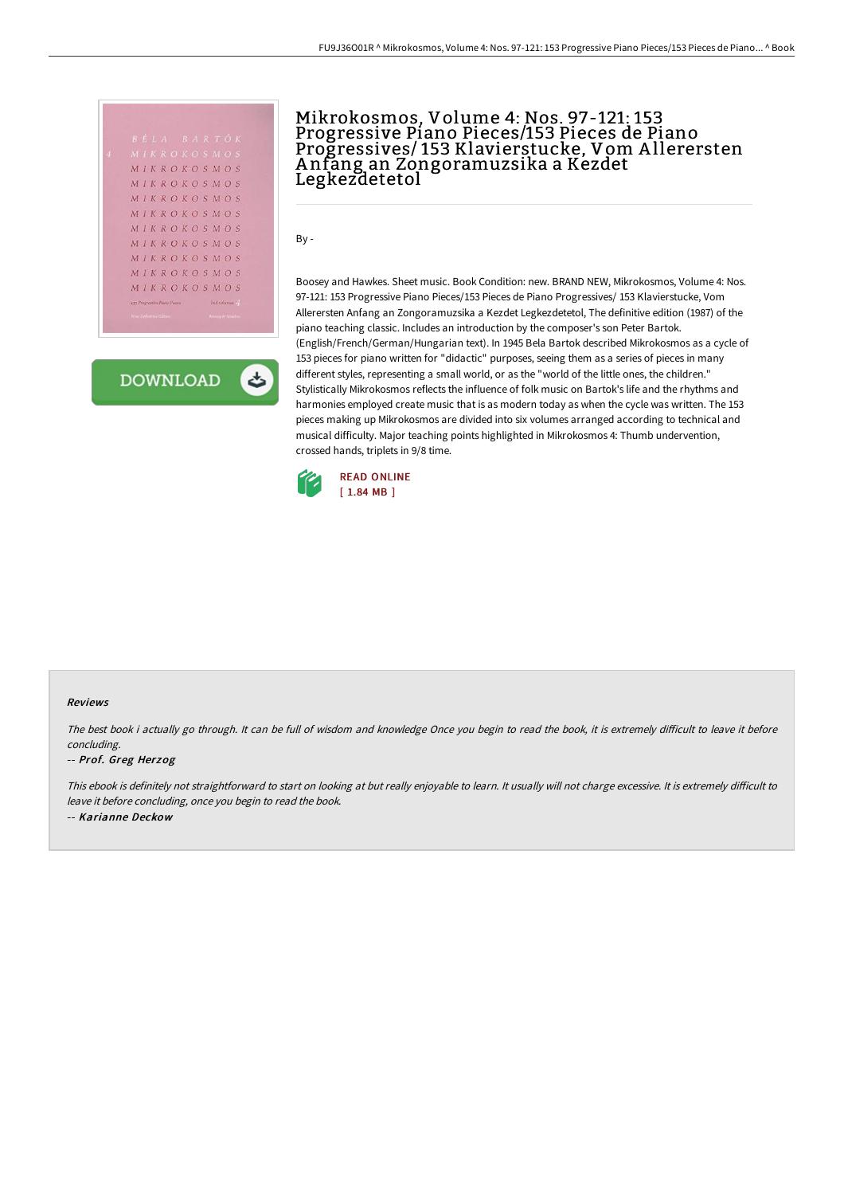# Mikrokosmos, Volume 4: Nos. 97-121: 153 Progressive Piano Pieces/153 Pieces de Piano Progressives/ 153 Klavierstucke, Vom Allerersten Anfang an Zongoramuzsika a Kezdet Legkezdetetol

By -

Boosey and Hawkes. Sheet music. Book Condition: new. BRAND NEW, Mikrokosmos, Volume 4: Nos. 97-121: 153 Progressive Piano Pieces/153 Pieces de Piano Progressives/ 153 Klavierstucke, Vom Allerersten Anfang an Zongoramuzsika a Kezdet Legkezdetetol, The definitive edition (1987) of the piano teaching classic. Includes an introduction by the composer's son Peter Bartok. (English/French/German/Hungarian text). In 1945 Bela Bartok described Mikrokosmos as a cycle of 153 pieces for piano written for "didactic" purposes, seeing them as a series of pieces in many different styles, representing a small world, or as the "world of the little ones, the children." Stylistically Mikrokosmos reflects the influence of folk music on Bartok's life and the rhythms and harmonies employed create music that is as modern today as when the cycle was written. The 153 pieces making up Mikrokosmos are divided into six volumes arranged according to technical and musical difficulty. Major teaching points highlighted in Mikrokosmos 4: Thumb undervention, crossed hands, triplets in 9/8 time.

READ ONLINE
[ 1.84 MB ]

### Reviews

*The best book i actually go through. It can be full of wisdom and knowledge Once you begin to read the book, it is extremely difficult to leave it before concluding.*

-- *Prof. Greg Herzog*

*This ebook is definitely not straightforward to start on looking at but really enjoyable to learn. It usually will not charge excessive. It is extremely difficult to leave it before concluding, once you begin to read the book.*

-- *Karianne Deckow*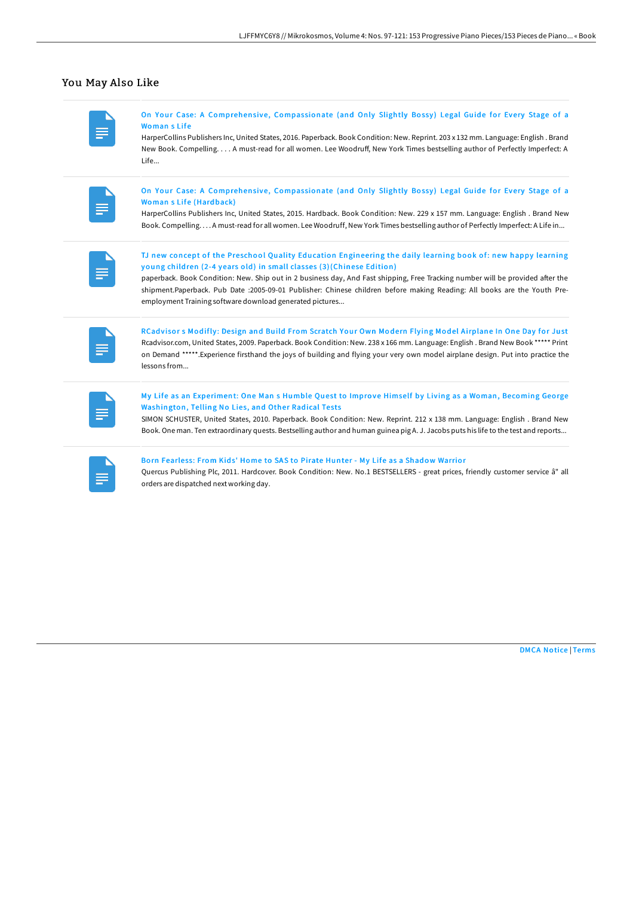## You May Also Like

**On Your Case: A Comprehensive, Compassionate (and Only Slightly Bossy) Legal Guide for Every Stage of a Woman s Life**

HarperCollins Publishers Inc, United States, 2016. Paperback. Book Condition: New. Reprint. 203 x 132 mm. Language: English . Brand New Book. Compelling. . . . A must-read for all women. Lee Woodruff, New York Times bestselling author of Perfectly Imperfect: A Life...

**On Your Case: A Comprehensive, Compassionate (and Only Slightly Bossy) Legal Guide for Every Stage of a Woman s Life (Hardback)**

HarperCollins Publishers Inc, United States, 2015. Hardback. Book Condition: New. 229 x 157 mm. Language: English . Brand New Book. Compelling. . . . A must-read for all women. Lee Woodruff, New York Times bestselling author of Perfectly Imperfect: A Life in...

**TJ new concept of the Preschool Quality Education Engineering the daily learning book of: new happy learning young children (2-4 years old) in small classes (3)(Chinese Edition)**

paperback. Book Condition: New. Ship out in 2 business day, And Fast shipping, Free Tracking number will be provided after the shipment.Paperback. Pub Date :2005-09-01 Publisher: Chinese children before making Reading: All books are the Youth Pre-employment Training software download generated pictures...

**RCadvisor s Modifly: Design and Build From Scratch Your Own Modern Flying Model Airplane In One Day for Just**

Rcadvisor.com, United States, 2009. Paperback. Book Condition: New. 238 x 166 mm. Language: English . Brand New Book ***** Print on Demand *****.Experience firsthand the joys of building and flying your very own model airplane design. Put into practice the lessons from...

**My Life as an Experiment: One Man s Humble Quest to Improve Himself by Living as a Woman, Becoming George Washington, Telling No Lies, and Other Radical Tests**

SIMON SCHUSTER, United States, 2010. Paperback. Book Condition: New. Reprint. 212 x 138 mm. Language: English . Brand New Book. One man. Ten extraordinary quests. Bestselling author and human guinea pig A. J. Jacobs puts his life to the test and reports...

**Born Fearless: From Kids' Home to SAS to Pirate Hunter - My Life as a Shadow Warrior**

Quercus Publishing Plc, 2011. Hardcover. Book Condition: New. No.1 BESTSELLERS - great prices, friendly customer service â" all orders are dispatched next working day.